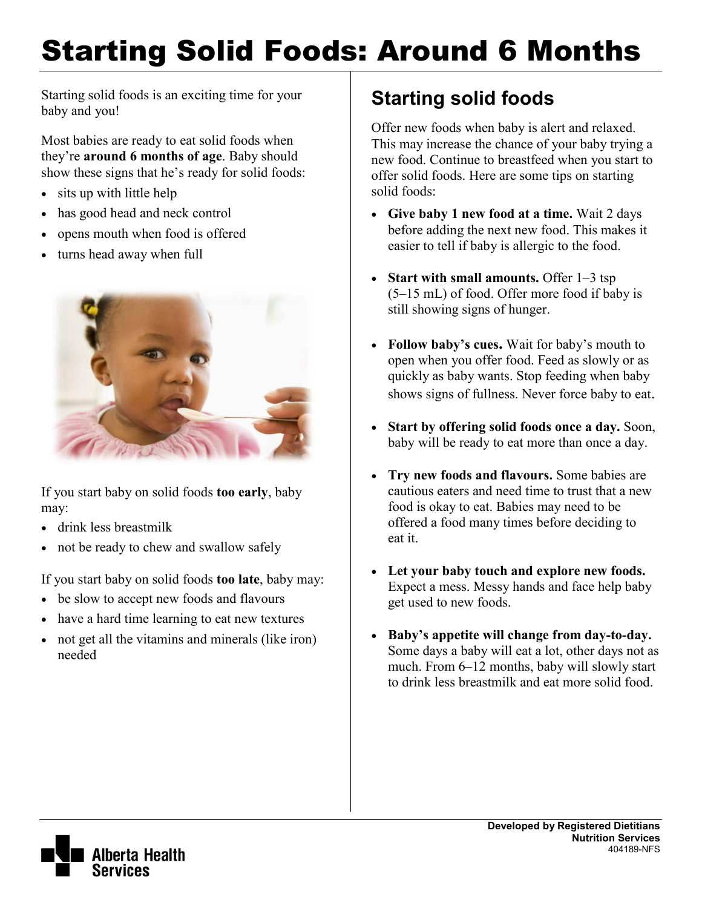# Starting Solid Foods: Around 6 Months

Starting solid foods is an exciting time for your baby and you!

Most babies are ready to eat solid foods when they're **around 6 months of age**. Baby should show these signs that he's ready for solid foods:

- sits up with little help
- has good head and neck control
- opens mouth when food is offered
- turns head away when full

If you start baby on solid foods **too early**, baby may:

- drink less breastmilk
- not be ready to chew and swallow safely

If you start baby on solid foods **too late**, baby may:

- be slow to accept new foods and flavours
- have a hard time learning to eat new textures
- not get all the vitamins and minerals (like iron) needed

## Starting solid foods

Offer new foods when baby is alert and relaxed. This may increase the chance of your baby trying a new food. Continue to breastfeed when you start to offer solid foods. Here are some tips on starting solid foods:

- **Give baby 1 new food at a time.** Wait 2 days before adding the next new food. This makes it easier to tell if baby is allergic to the food.
- **Start with small amounts.** Offer 1–3 tsp (5–15 mL) of food. Offer more food if baby is still showing signs of hunger.
- **Follow baby's cues.** Wait for baby's mouth to open when you offer food. Feed as slowly or as quickly as baby wants. Stop feeding when baby shows signs of fullness. Never force baby to eat.
- **Start by offering solid foods once a day.** Soon, baby will be ready to eat more than once a day.
- **Try new foods and flavours.** Some babies are cautious eaters and need time to trust that a new food is okay to eat. Babies may need to be offered a food many times before deciding to eat it.
- **Let your baby touch and explore new foods.** Expect a mess. Messy hands and face help baby get used to new foods.
- **Baby's appetite will change from day-to-day.** Some days a baby will eat a lot, other days not as much. From 6–12 months, baby will slowly start to drink less breastmilk and eat more solid food.

**Developed by Registered Dietitians**
**Nutrition Services**
404189-NFS

Alberta Health Services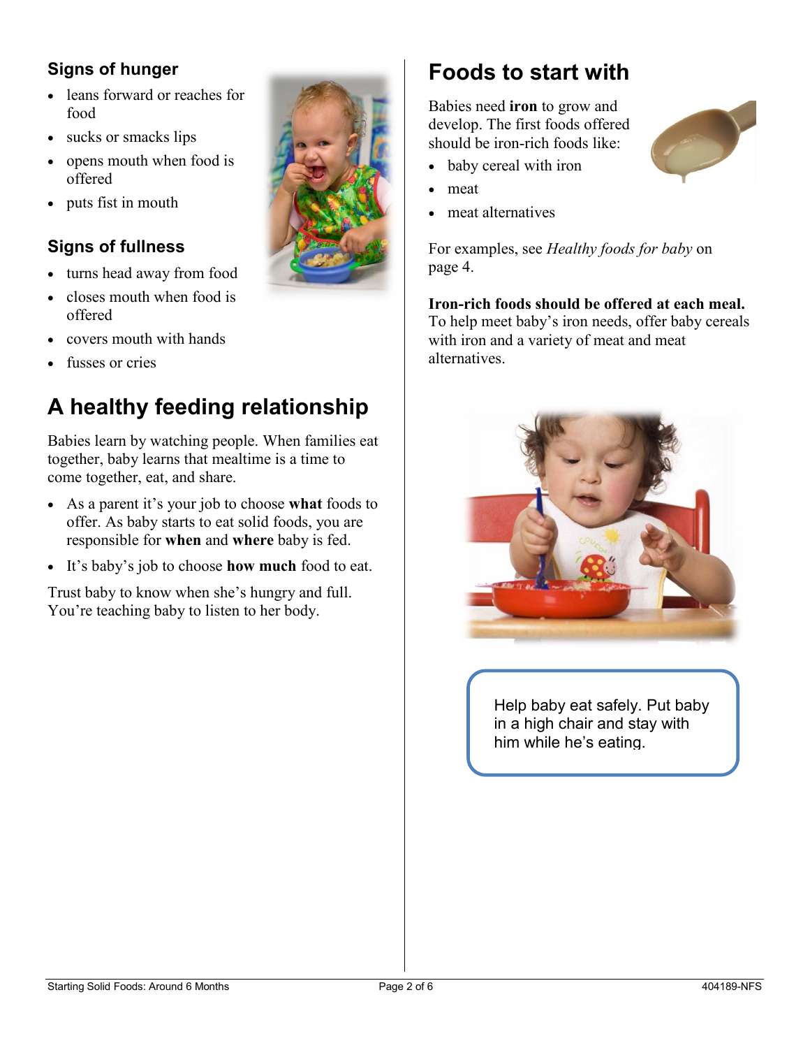### Signs of hunger

- leans forward or reaches for food
- sucks or smacks lips
- opens mouth when food is offered
- puts fist in mouth

### Signs of fullness

- turns head away from food
- closes mouth when food is offered
- covers mouth with hands
- fusses or cries

## A healthy feeding relationship

Babies learn by watching people. When families eat together, baby learns that mealtime is a time to come together, eat, and share.

- As a parent it's your job to choose **what** foods to offer. As baby starts to eat solid foods, you are responsible for **when** and **where** baby is fed.
- It's baby's job to choose **how much** food to eat.

Trust baby to know when she's hungry and full. You're teaching baby to listen to her body.

## Foods to start with

Babies need **iron** to grow and develop. The first foods offered should be iron-rich foods like:

- baby cereal with iron
- meat
- meat alternatives

For examples, see *Healthy foods for baby* on page 4.

**Iron-rich foods should be offered at each meal.** To help meet baby's iron needs, offer baby cereals with iron and a variety of meat and meat alternatives.

Help baby eat safely. Put baby in a high chair and stay with him while he's eating.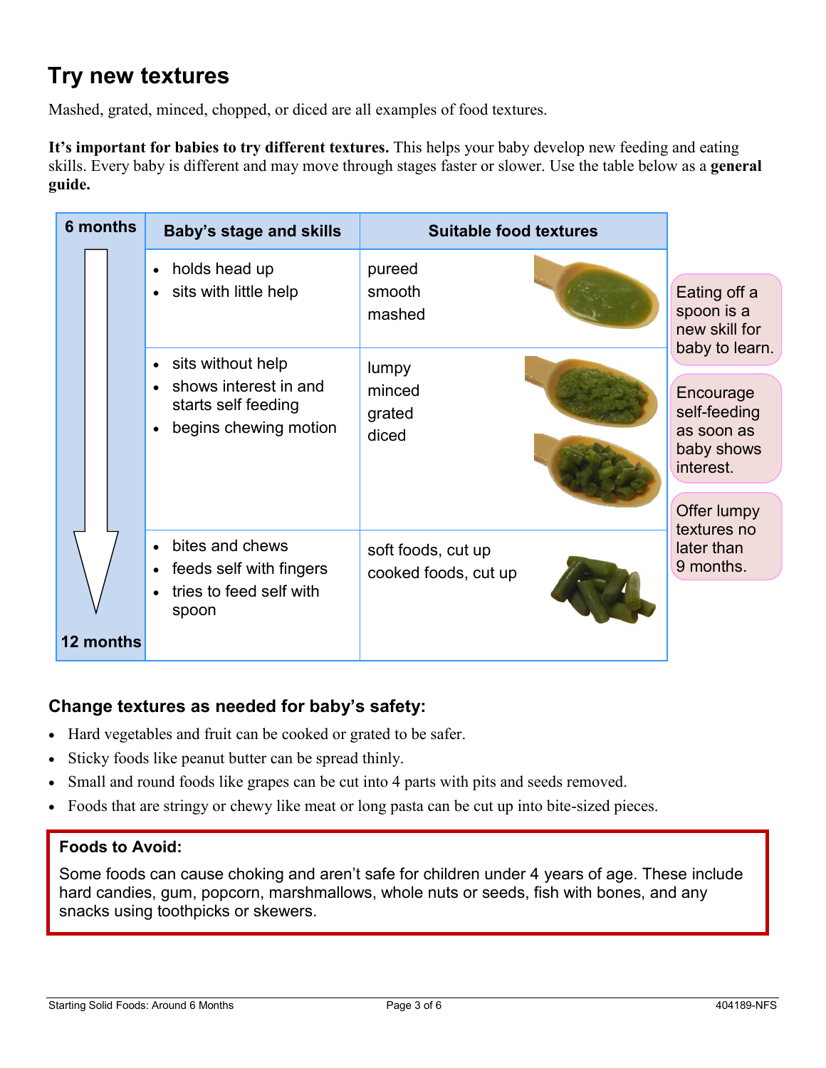# Try new textures

Mashed, grated, minced, chopped, or diced are all examples of food textures.

**It's important for babies to try different textures.** This helps your baby develop new feeding and eating skills. Every baby is different and may move through stages faster or slower. Use the table below as a **general guide.**

| 6 months → 12 months | Baby's stage and skills | Suitable food textures |
|---|---|---|
| | • holds head up<br>• sits with little help | pureed<br>smooth<br>mashed |
| | • sits without help<br>• shows interest in and starts self feeding<br>• begins chewing motion | lumpy<br>minced<br>grated<br>diced |
| | • bites and chews<br>• feeds self with fingers<br>• tries to feed self with spoon | soft foods, cut up<br>cooked foods, cut up |

Eating off a spoon is a new skill for baby to learn.

Encourage self-feeding as soon as baby shows interest.

Offer lumpy textures no later than 9 months.

## Change textures as needed for baby's safety:

- Hard vegetables and fruit can be cooked or grated to be safer.
- Sticky foods like peanut butter can be spread thinly.
- Small and round foods like grapes can be cut into 4 parts with pits and seeds removed.
- Foods that are stringy or chewy like meat or long pasta can be cut up into bite-sized pieces.

**Foods to Avoid:**

Some foods can cause choking and aren't safe for children under 4 years of age. These include hard candies, gum, popcorn, marshmallows, whole nuts or seeds, fish with bones, and any snacks using toothpicks or skewers.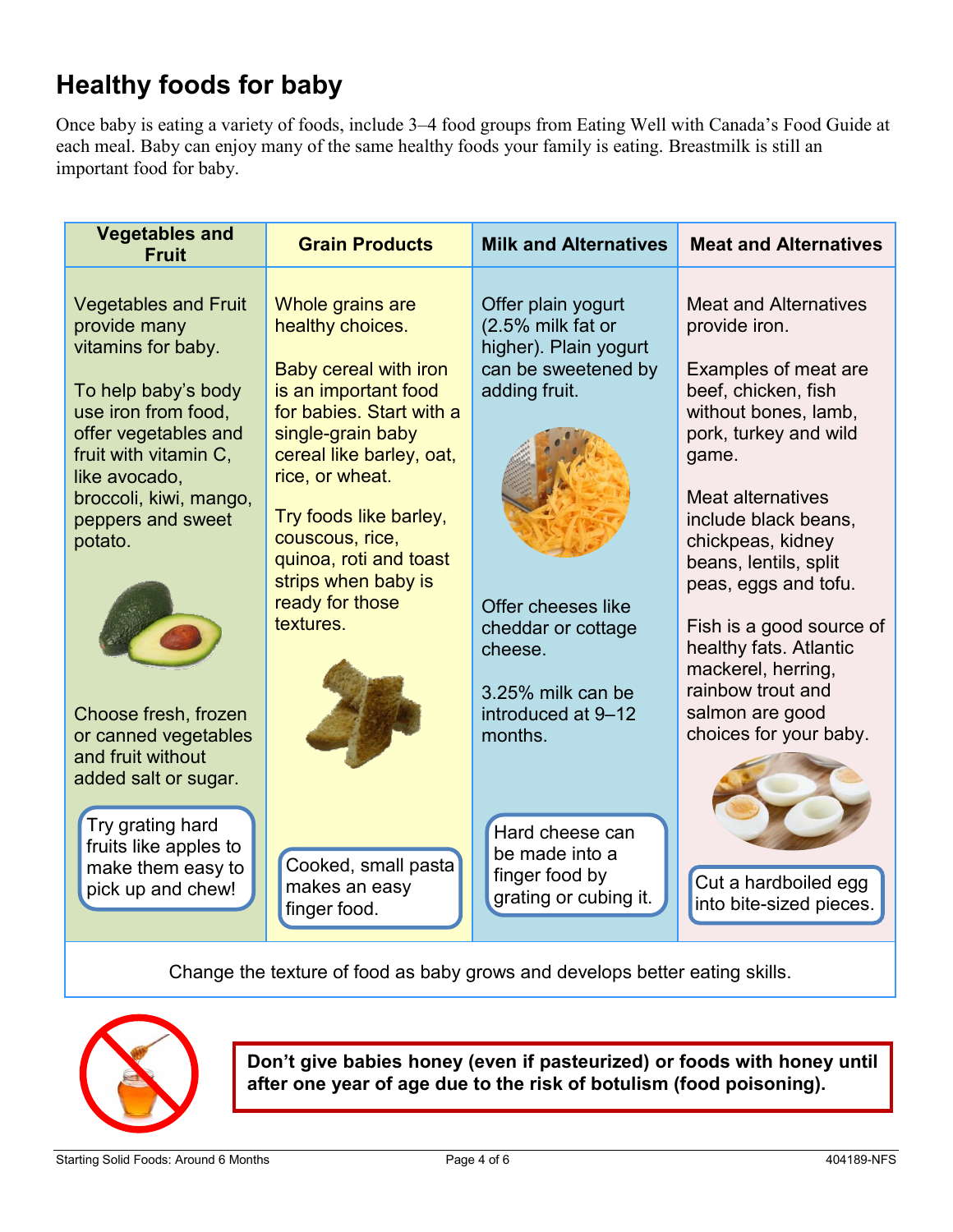# Healthy foods for baby

Once baby is eating a variety of foods, include 3–4 food groups from Eating Well with Canada's Food Guide at each meal. Baby can enjoy many of the same healthy foods your family is eating. Breastmilk is still an important food for baby.

| Vegetables and Fruit | Grain Products | Milk and Alternatives | Meat and Alternatives |
|---|---|---|---|
| Vegetables and Fruit provide many vitamins for baby.<br><br>To help baby's body use iron from food, offer vegetables and fruit with vitamin C, like avocado, broccoli, kiwi, mango, peppers and sweet potato.<br><br>Choose fresh, frozen or canned vegetables and fruit without added salt or sugar.<br><br>Try grating hard fruits like apples to make them easy to pick up and chew! | Whole grains are healthy choices.<br><br>Baby cereal with iron is an important food for babies. Start with a single-grain baby cereal like barley, oat, rice, or wheat.<br><br>Try foods like barley, couscous, rice, quinoa, roti and toast strips when baby is ready for those textures.<br><br>Cooked, small pasta makes an easy finger food. | Offer plain yogurt (2.5% milk fat or higher). Plain yogurt can be sweetened by adding fruit.<br><br>Offer cheeses like cheddar or cottage cheese.<br><br>3.25% milk can be introduced at 9–12 months.<br><br>Hard cheese can be made into a finger food by grating or cubing it. | Meat and Alternatives provide iron.<br><br>Examples of meat are beef, chicken, fish without bones, lamb, pork, turkey and wild game.<br><br>Meat alternatives include black beans, chickpeas, kidney beans, lentils, split peas, eggs and tofu.<br><br>Fish is a good source of healthy fats. Atlantic mackerel, herring, rainbow trout and salmon are good choices for your baby.<br><br>Cut a hardboiled egg into bite-sized pieces. |

Change the texture of food as baby grows and develops better eating skills.

**Don't give babies honey (even if pasteurized) or foods with honey until after one year of age due to the risk of botulism (food poisoning).**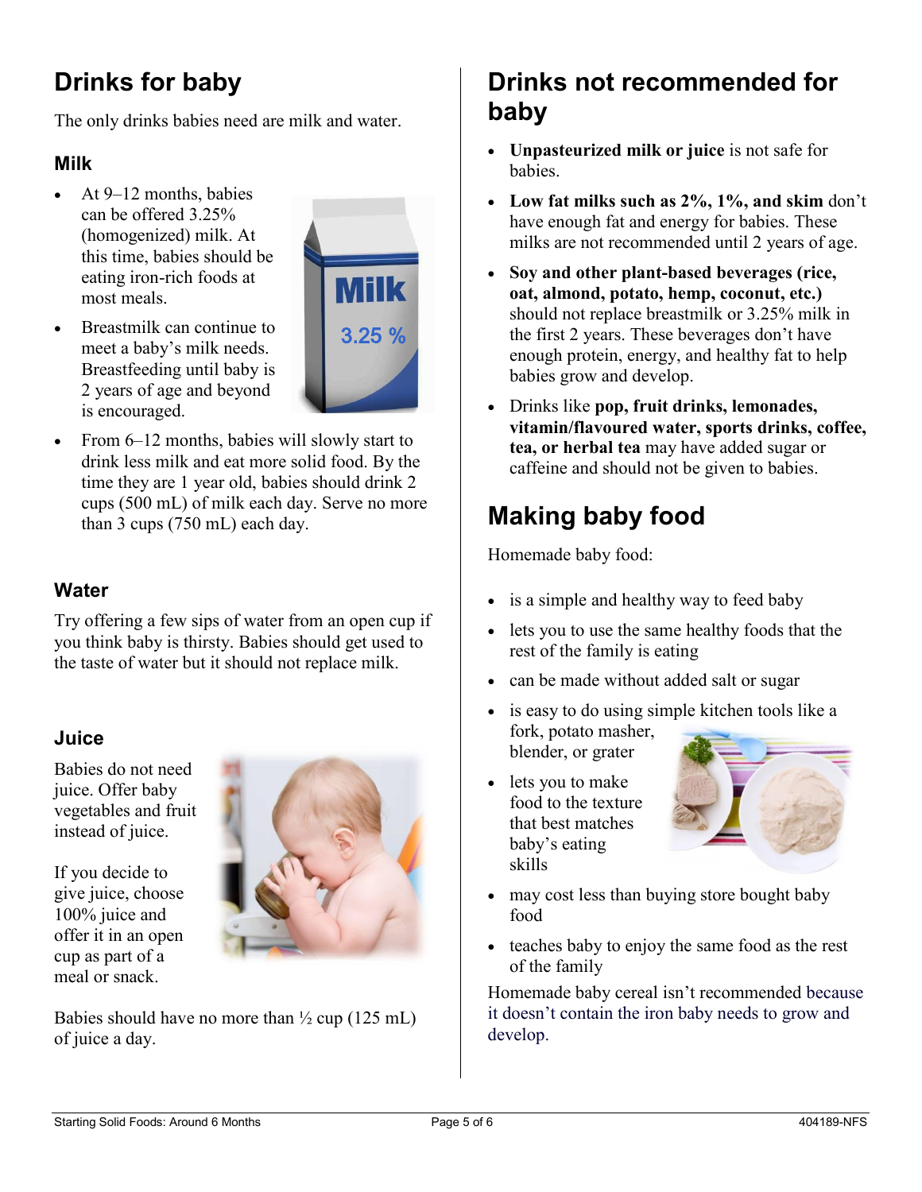## Drinks for baby

The only drinks babies need are milk and water.

### Milk

- At 9–12 months, babies can be offered 3.25% (homogenized) milk. At this time, babies should be eating iron-rich foods at most meals.
- Breastmilk can continue to meet a baby's milk needs. Breastfeeding until baby is 2 years of age and beyond is encouraged.
- From 6–12 months, babies will slowly start to drink less milk and eat more solid food. By the time they are 1 year old, babies should drink 2 cups (500 mL) of milk each day. Serve no more than 3 cups (750 mL) each day.

### Water

Try offering a few sips of water from an open cup if you think baby is thirsty. Babies should get used to the taste of water but it should not replace milk.

### Juice

Babies do not need juice. Offer baby vegetables and fruit instead of juice.

If you decide to give juice, choose 100% juice and offer it in an open cup as part of a meal or snack.

Babies should have no more than ½ cup (125 mL) of juice a day.

## Drinks not recommended for baby

- **Unpasteurized milk or juice** is not safe for babies.
- **Low fat milks such as 2%, 1%, and skim** don't have enough fat and energy for babies. These milks are not recommended until 2 years of age.
- **Soy and other plant-based beverages (rice, oat, almond, potato, hemp, coconut, etc.)** should not replace breastmilk or 3.25% milk in the first 2 years. These beverages don't have enough protein, energy, and healthy fat to help babies grow and develop.
- Drinks like **pop, fruit drinks, lemonades, vitamin/flavoured water, sports drinks, coffee, tea, or herbal tea** may have added sugar or caffeine and should not be given to babies.

## Making baby food

Homemade baby food:

- is a simple and healthy way to feed baby
- lets you to use the same healthy foods that the rest of the family is eating
- can be made without added salt or sugar
- is easy to do using simple kitchen tools like a fork, potato masher, blender, or grater
- lets you to make food to the texture that best matches baby's eating skills
- may cost less than buying store bought baby food
- teaches baby to enjoy the same food as the rest of the family

Homemade baby cereal isn't recommended because it doesn't contain the iron baby needs to grow and develop.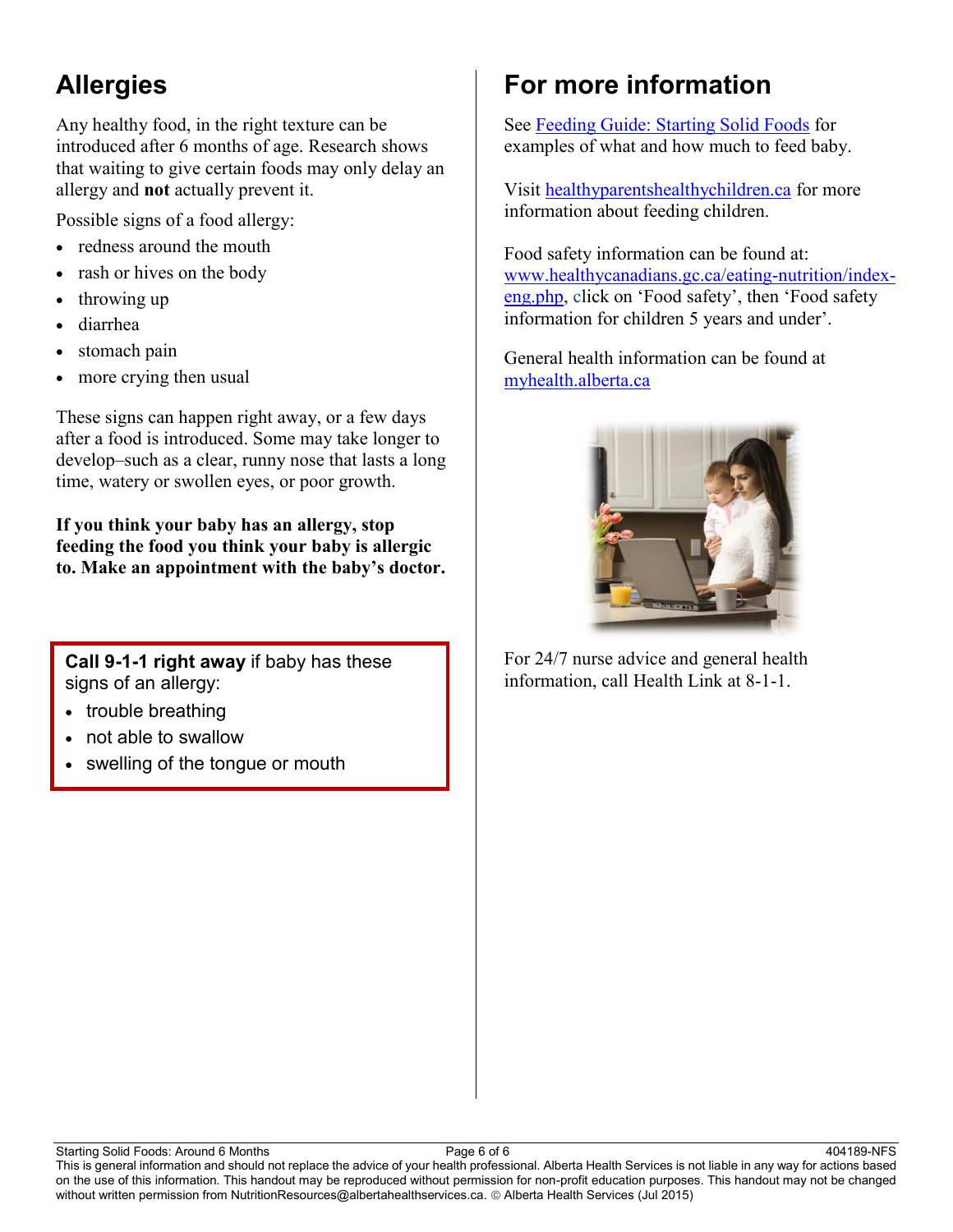## Allergies

Any healthy food, in the right texture can be introduced after 6 months of age. Research shows that waiting to give certain foods may only delay an allergy and **not** actually prevent it.

Possible signs of a food allergy:

- redness around the mouth
- rash or hives on the body
- throwing up
- diarrhea
- stomach pain
- more crying then usual

These signs can happen right away, or a few days after a food is introduced. Some may take longer to develop–such as a clear, runny nose that lasts a long time, watery or swollen eyes, or poor growth.

**If you think your baby has an allergy, stop feeding the food you think your baby is allergic to. Make an appointment with the baby's doctor.**

**Call 9-1-1 right away** if baby has these signs of an allergy:

- trouble breathing
- not able to swallow
- swelling of the tongue or mouth

## For more information

See Feeding Guide: Starting Solid Foods for examples of what and how much to feed baby.

Visit healthyparentshealthychildren.ca for more information about feeding children.

Food safety information can be found at: www.healthycanadians.gc.ca/eating-nutrition/index-eng.php, click on 'Food safety', then 'Food safety information for children 5 years and under'.

General health information can be found at myhealth.alberta.ca

For 24/7 nurse advice and general health information, call Health Link at 8-1-1.

This is general information and should not replace the advice of your health professional. Alberta Health Services is not liable in any way for actions based on the use of this information. This handout may be reproduced without permission for non-profit education purposes. This handout may not be changed without written permission from NutritionResources@albertahealthservices.ca. © Alberta Health Services (Jul 2015)